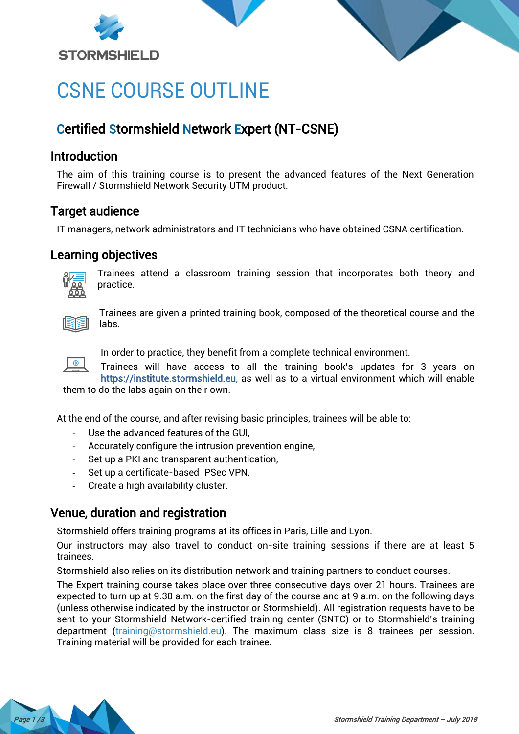# CSNE COURSE OUTLINE

## Certified Stormshield Network Expert (NT-CSNE)

### Introduction

The aim of this training course is to present the advanced features of the Next Generation Firewall / Stormshield Network Security UTM product.

### Target audience

IT managers, network administrators and IT technicians who have obtained CSNA certification.

### Learning objectives

Trainees attend a classroom training session that incorporates both theory and practice.

Trainees are given a printed training book, composed of the theoretical course and the labs.

In order to practice, they benefit from a complete technical environment.
Trainees will have access to all the training book's updates for 3 years on https://institute.stormshield.eu, as well as to a virtual environment which will enable them to do the labs again on their own.

At the end of the course, and after revising basic principles, trainees will be able to:

- Use the advanced features of the GUI,
- Accurately configure the intrusion prevention engine,
- Set up a PKI and transparent authentication,
- Set up a certificate-based IPSec VPN,
- Create a high availability cluster.

### Venue, duration and registration

Stormshield offers training programs at its offices in Paris, Lille and Lyon.

Our instructors may also travel to conduct on-site training sessions if there are at least 5 trainees.

Stormshield also relies on its distribution network and training partners to conduct courses.

The Expert training course takes place over three consecutive days over 21 hours. Trainees are expected to turn up at 9.30 a.m. on the first day of the course and at 9 a.m. on the following days (unless otherwise indicated by the instructor or Stormshield). All registration requests have to be sent to your Stormshield Network-certified training center (SNTC) or to Stormshield's training department (training@stormshield.eu). The maximum class size is 8 trainees per session. Training material will be provided for each trainee.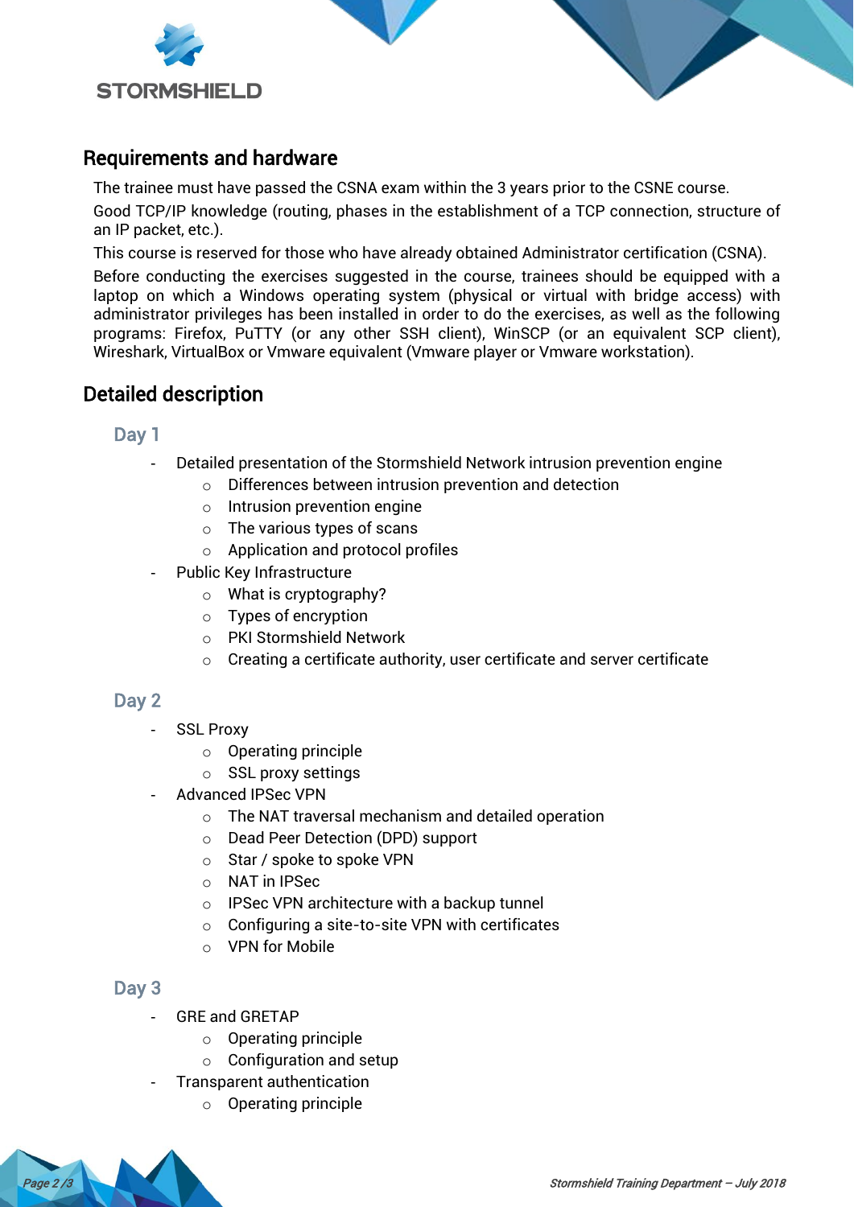## Requirements and hardware

The trainee must have passed the CSNA exam within the 3 years prior to the CSNE course.

Good TCP/IP knowledge (routing, phases in the establishment of a TCP connection, structure of an IP packet, etc.).

This course is reserved for those who have already obtained Administrator certification (CSNA).

Before conducting the exercises suggested in the course, trainees should be equipped with a laptop on which a Windows operating system (physical or virtual with bridge access) with administrator privileges has been installed in order to do the exercises, as well as the following programs: Firefox, PuTTY (or any other SSH client), WinSCP (or an equivalent SCP client), Wireshark, VirtualBox or Vmware equivalent (Vmware player or Vmware workstation).

## Detailed description

### Day 1

- Detailed presentation of the Stormshield Network intrusion prevention engine
  - Differences between intrusion prevention and detection
  - Intrusion prevention engine
  - The various types of scans
  - Application and protocol profiles
- Public Key Infrastructure
  - What is cryptography?
  - Types of encryption
  - PKI Stormshield Network
  - Creating a certificate authority, user certificate and server certificate

### Day 2

- SSL Proxy
  - Operating principle
  - SSL proxy settings
- Advanced IPSec VPN
  - The NAT traversal mechanism and detailed operation
  - Dead Peer Detection (DPD) support
  - Star / spoke to spoke VPN
  - NAT in IPSec
  - IPSec VPN architecture with a backup tunnel
  - Configuring a site-to-site VPN with certificates
  - VPN for Mobile

### Day 3

- GRE and GRETAP
  - Operating principle
  - Configuration and setup
- Transparent authentication
  - Operating principle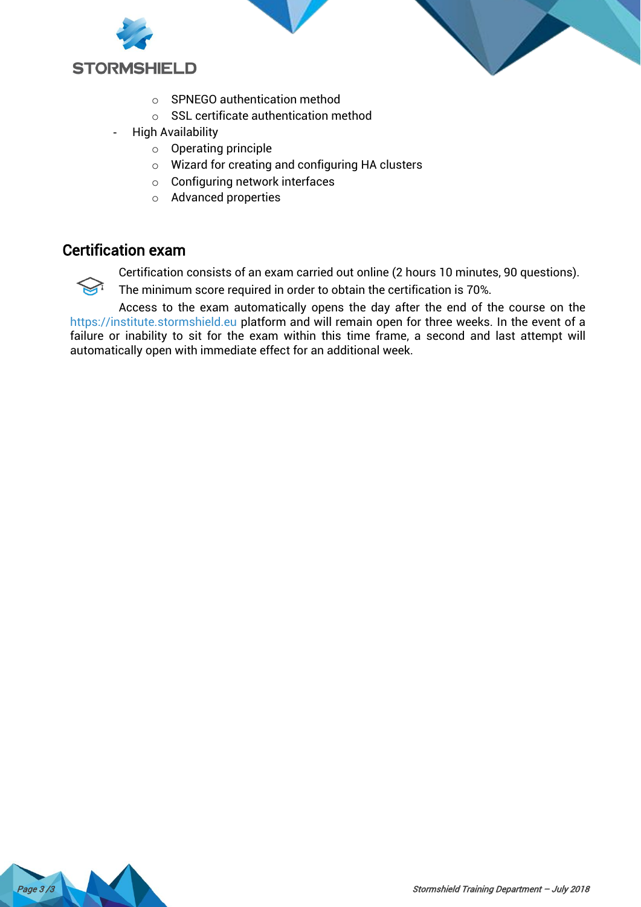- SPNEGO authentication method
    - SSL certificate authentication method
- High Availability
    - Operating principle
    - Wizard for creating and configuring HA clusters
    - Configuring network interfaces
    - Advanced properties

## Certification exam

Certification consists of an exam carried out online (2 hours 10 minutes, 90 questions).

The minimum score required in order to obtain the certification is 70%.

Access to the exam automatically opens the day after the end of the course on the https://institute.stormshield.eu platform and will remain open for three weeks. In the event of a failure or inability to sit for the exam within this time frame, a second and last attempt will automatically open with immediate effect for an additional week.